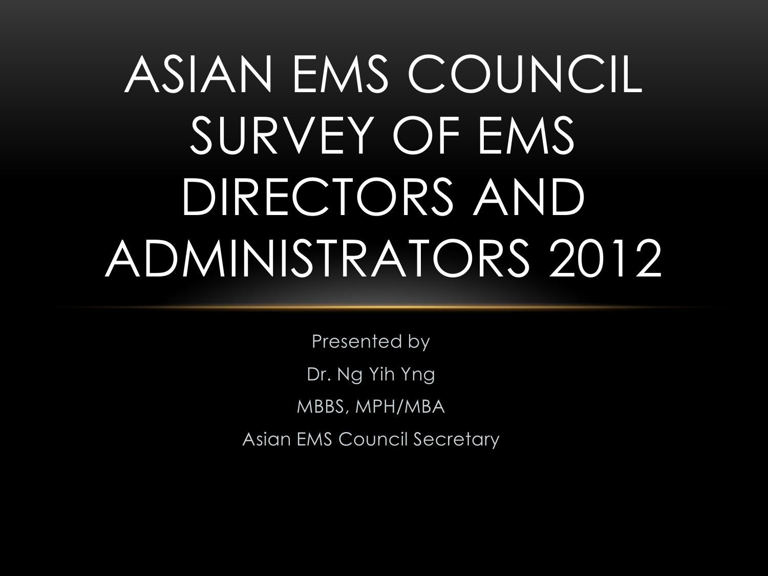# ASIAN EMS COUNCIL SURVEY OF EMS DIRECTORS AND ADMINISTRATORS 2012

Presented by

Dr. Ng Yih Yng

MBBS, MPH/MBA

Asian EMS Council Secretary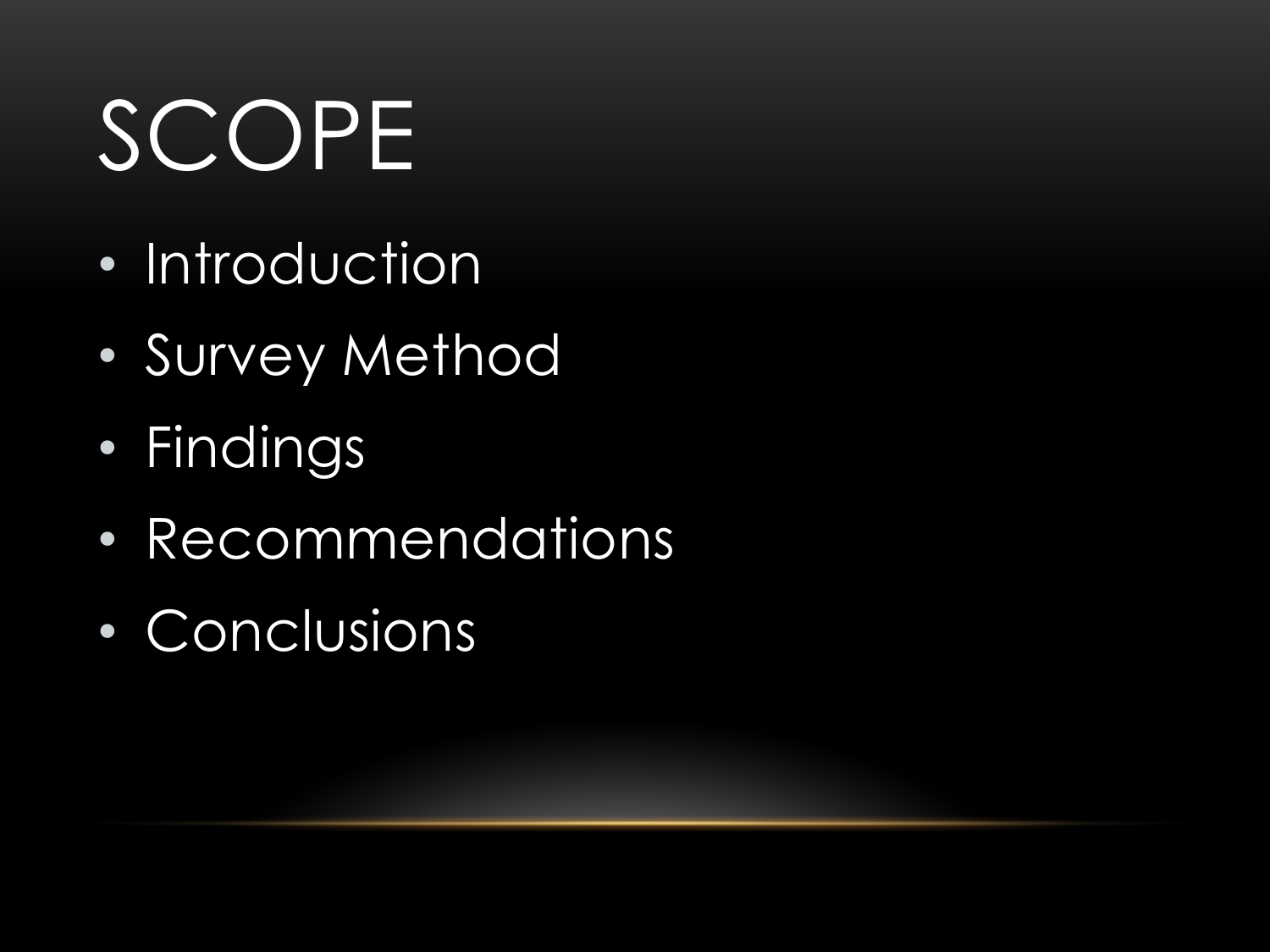# SCOPE

- Introduction
- Survey Method
- Findings
- Recommendations
- Conclusions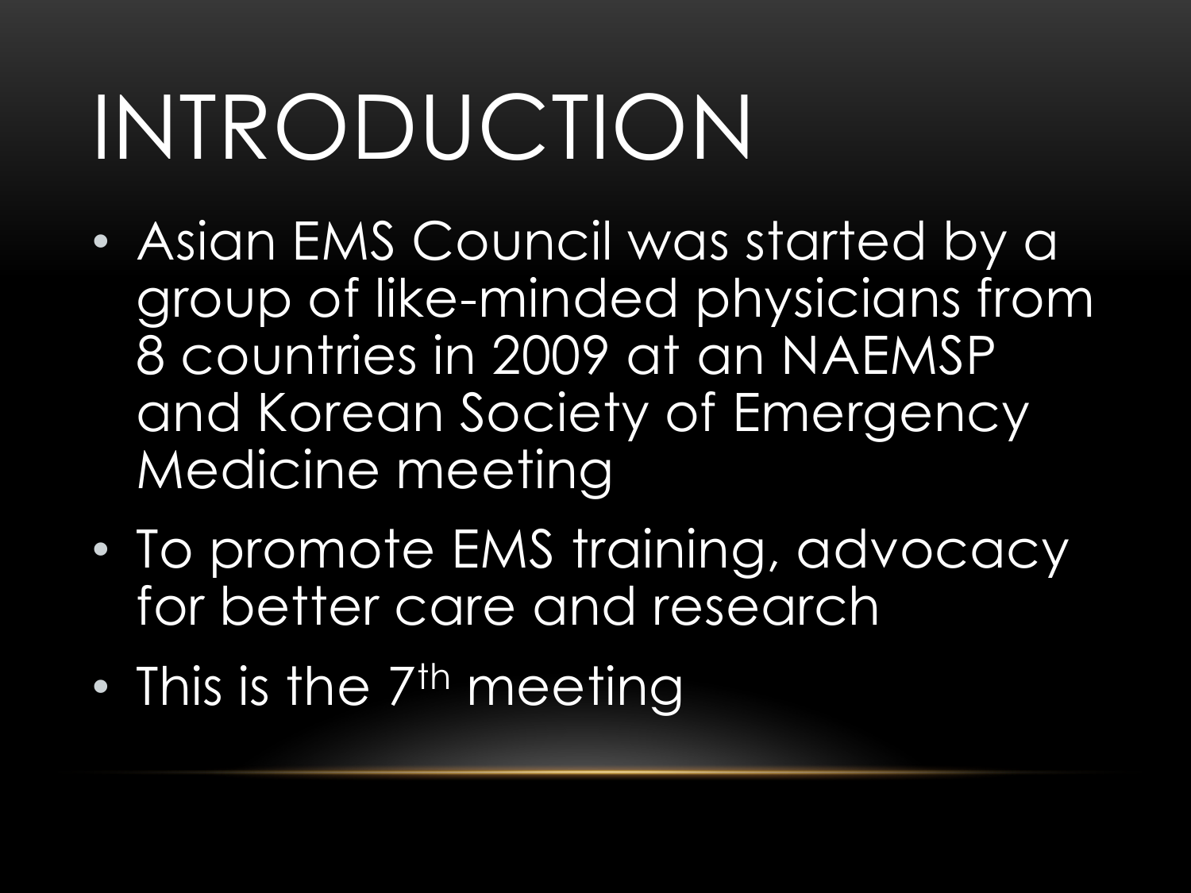# INTRODUCTION

- Asian EMS Council was started by a group of like-minded physicians from 8 countries in 2009 at an NAEMSP and Korean Society of Emergency Medicine meeting
- To promote EMS training, advocacy for better care and research
- This is the 7th meeting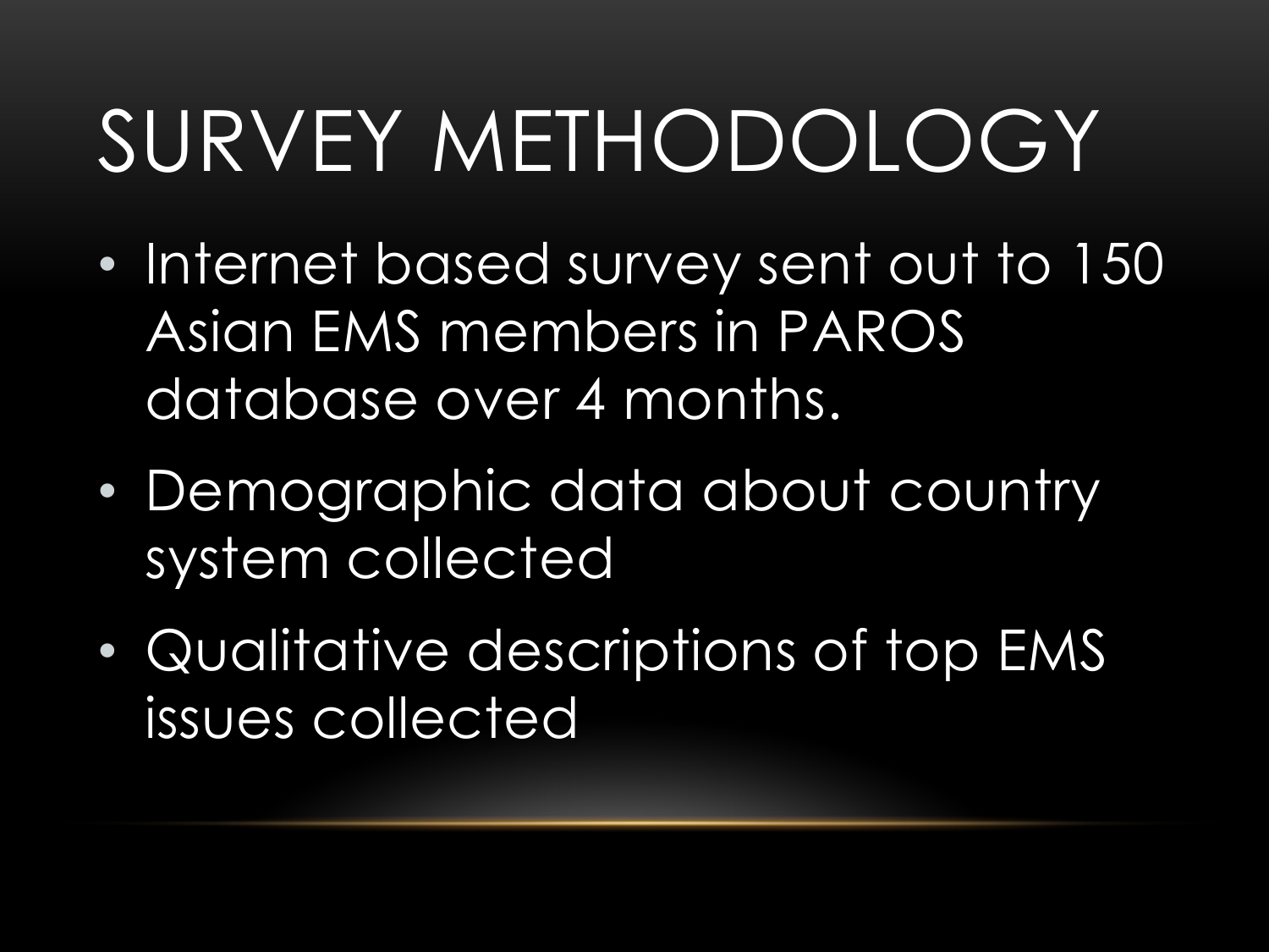# SURVEY METHODOLOGY

- Internet based survey sent out to 150 Asian EMS members in PAROS database over 4 months.
- Demographic data about country system collected
- Qualitative descriptions of top EMS issues collected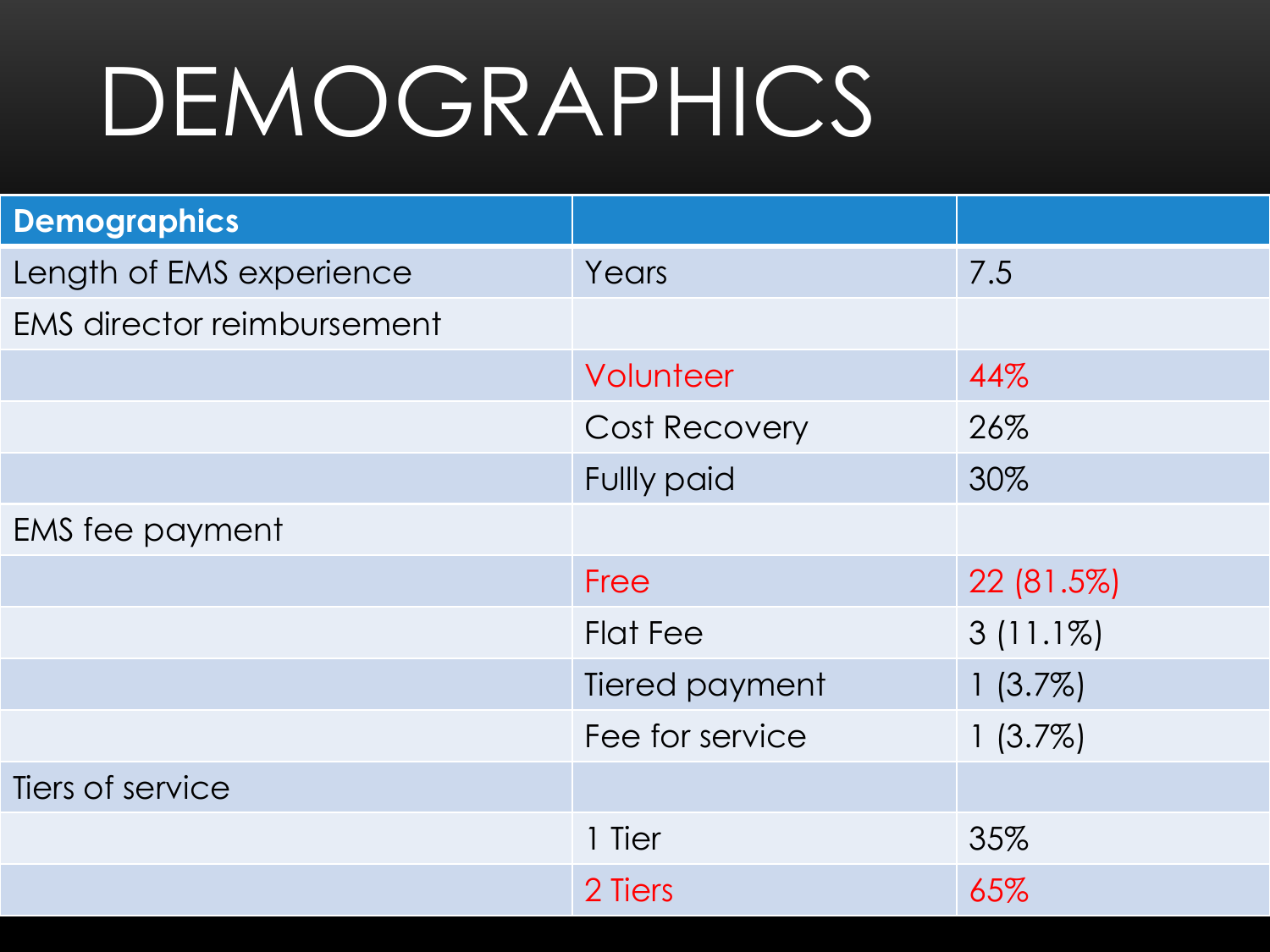# DEMOGRAPHICS

| Demographics | | |
|---|---|---|
| Length of EMS experience | Years | 7.5 |
| EMS director reimbursement | | |
| | Volunteer | 44% |
| | Cost Recovery | 26% |
| | Fullly paid | 30% |
| EMS fee payment | | |
| | Free | 22 (81.5%) |
| | Flat Fee | 3 (11.1%) |
| | Tiered payment | 1 (3.7%) |
| | Fee for service | 1 (3.7%) |
| Tiers of service | | |
| | 1 Tier | 35% |
| | 2 Tiers | 65% |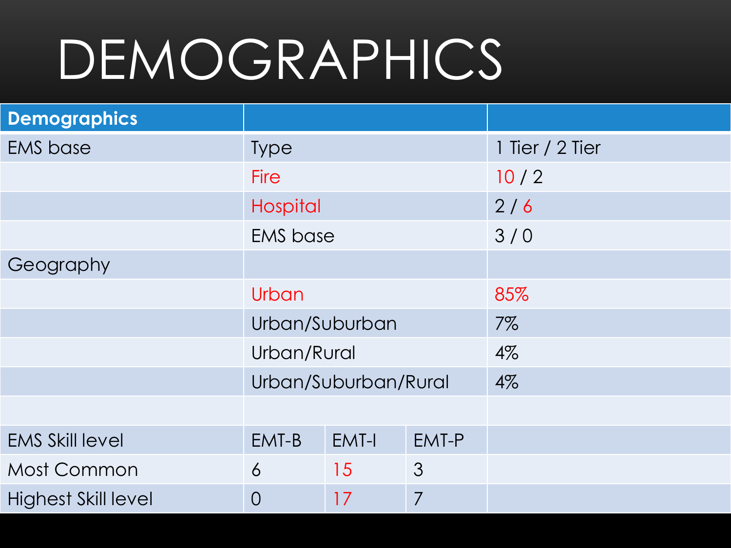# DEMOGRAPHICS

| Demographics | | | | |
|---|---|---|---|---|
| EMS base | Type | | | 1 Tier / 2 Tier |
| | Fire | | | 10 / 2 |
| | Hospital | | | 2 / 6 |
| | EMS base | | | 3 / 0 |
| Geography | | | | |
| | Urban | | | 85% |
| | Urban/Suburban | | | 7% |
| | Urban/Rural | | | 4% |
| | Urban/Suburban/Rural | | | 4% |
| | | | | |
| EMS Skill level | EMT-B | EMT-I | EMT-P | |
| Most Common | 6 | 15 | 3 | |
| Highest Skill level | 0 | 17 | 7 | |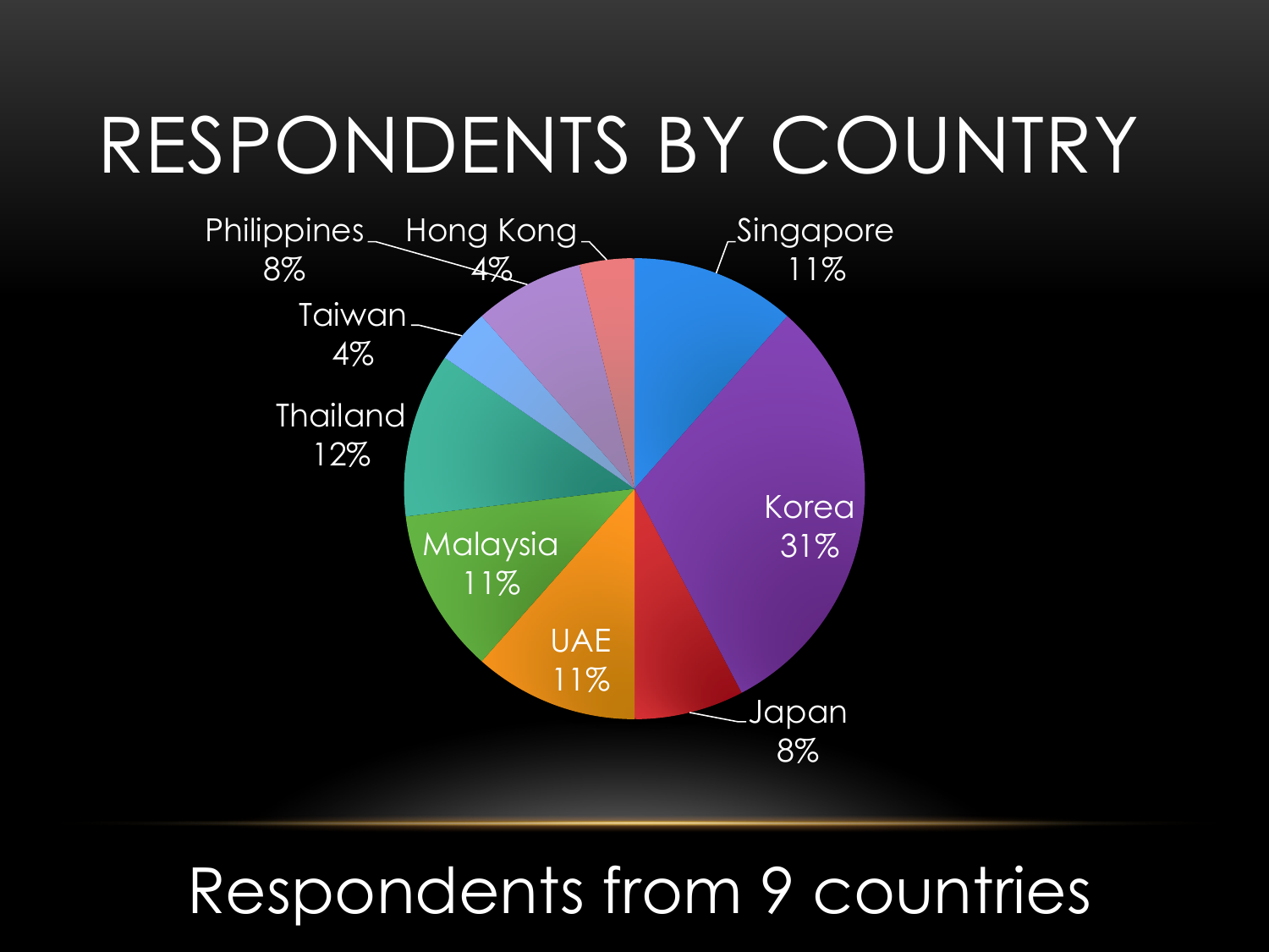# RESPONDENTS BY COUNTRY

| Country | Percentage |
| --- | --- |
| Singapore | 11% |
| Korea | 31% |
| Japan | 8% |
| UAE | 11% |
| Malaysia | 11% |
| Thailand | 12% |
| Taiwan | 4% |
| Philippines | 8% |
| Hong Kong | 4% |

Respondents from 9 countries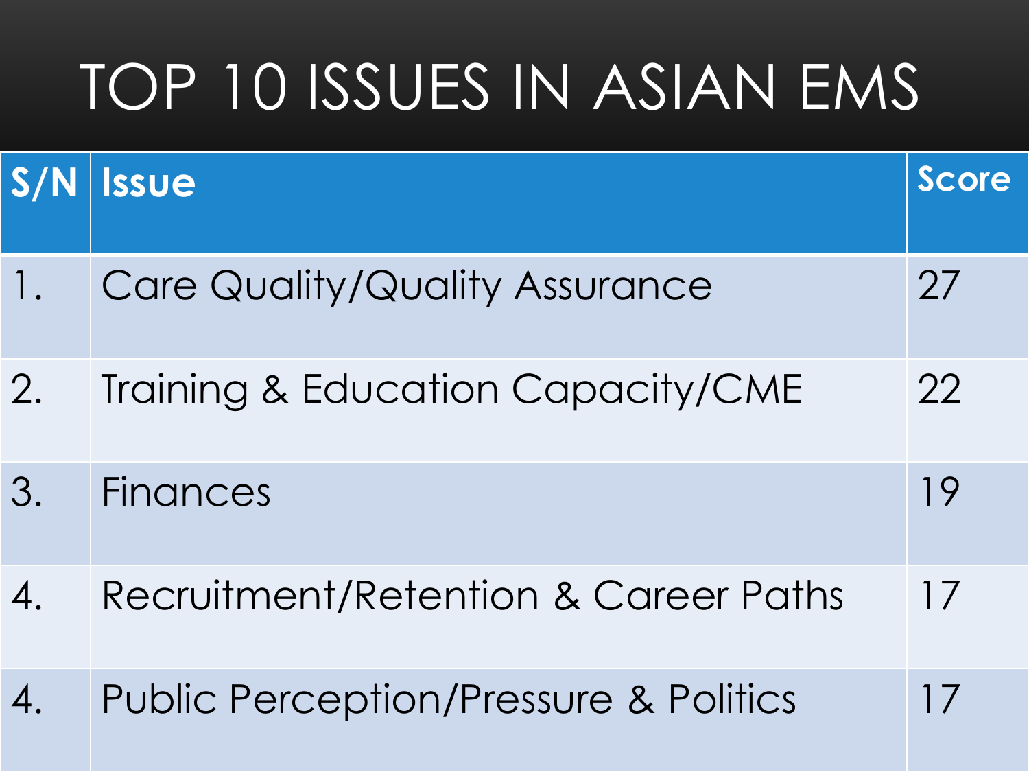# TOP 10 ISSUES IN ASIAN EMS

| S/N | Issue | Score |
| --- | --- | --- |
| 1. | Care Quality/Quality Assurance | 27 |
| 2. | Training & Education Capacity/CME | 22 |
| 3. | Finances | 19 |
| 4. | Recruitment/Retention & Career Paths | 17 |
| 4. | Public Perception/Pressure & Politics | 17 |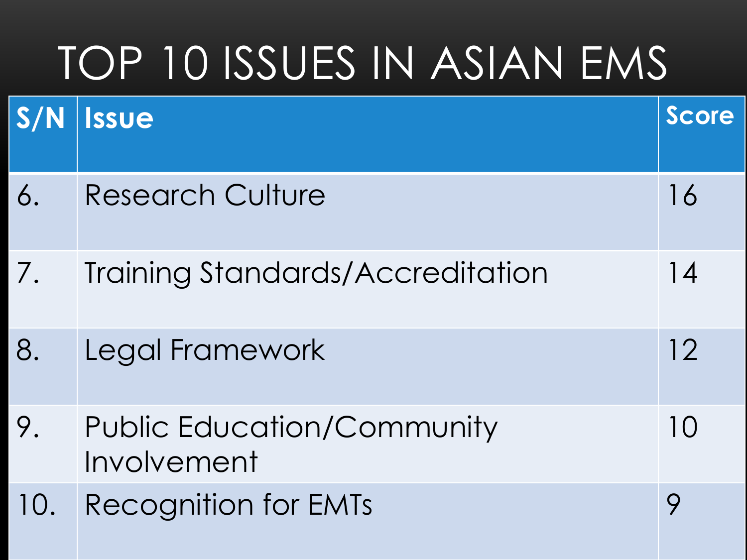# TOP 10 ISSUES IN ASIAN EMS

| S/N | Issue | Score |
|---|---|---|
| 6. | Research Culture | 16 |
| 7. | Training Standards/Accreditation | 14 |
| 8. | Legal Framework | 12 |
| 9. | Public Education/Community Involvement | 10 |
| 10. | Recognition for EMTs | 9 |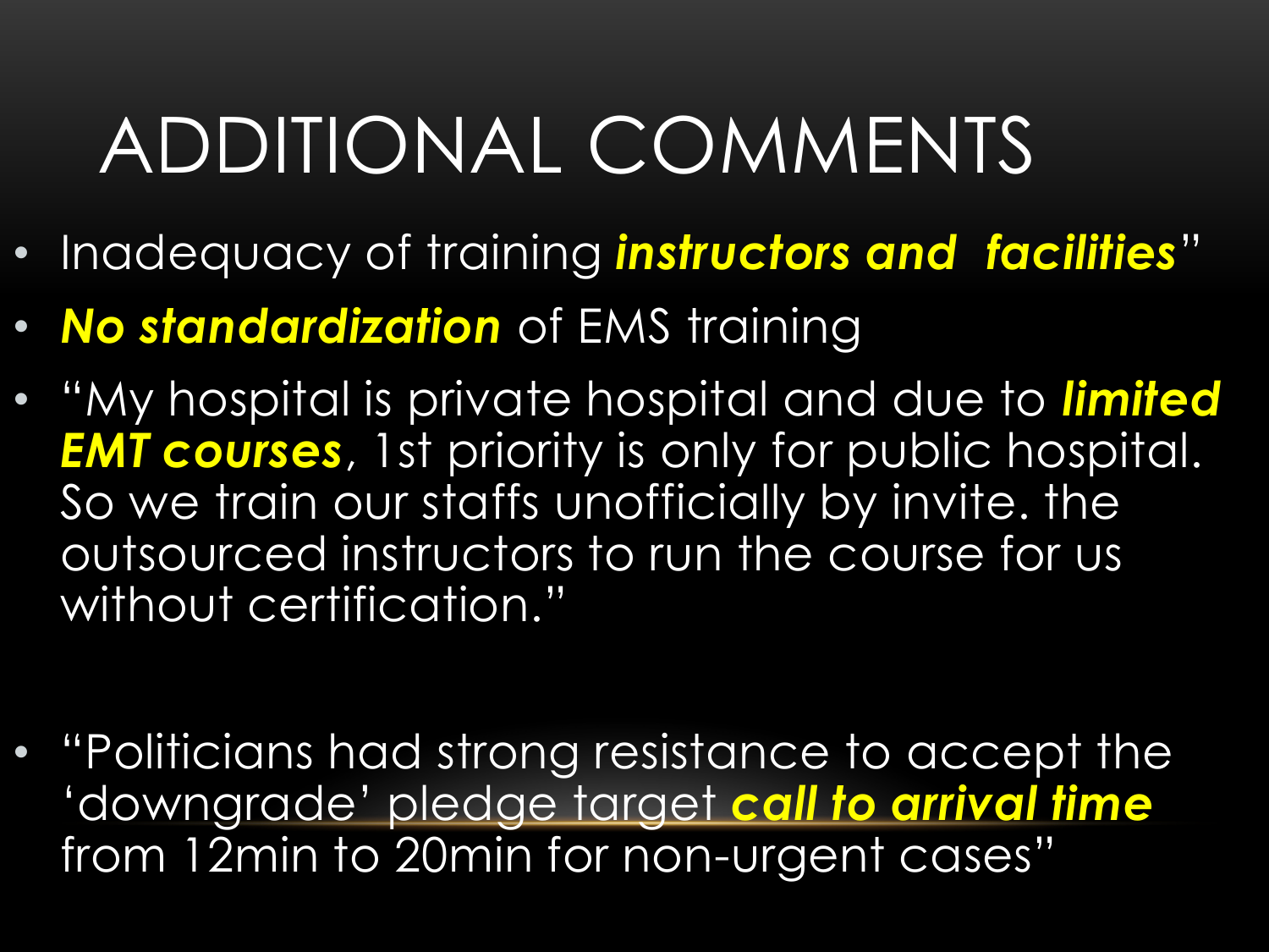# ADDITIONAL COMMENTS

- Inadequacy of training ***instructors and facilities***"
- ***No standardization*** of EMS training
- "My hospital is private hospital and due to ***limited EMT courses***, 1st priority is only for public hospital. So we train our staffs unofficially by invite. the outsourced instructors to run the course for us without certification."
- "Politicians had strong resistance to accept the 'downgrade' pledge target ***call to arrival time*** from 12min to 20min for non-urgent cases"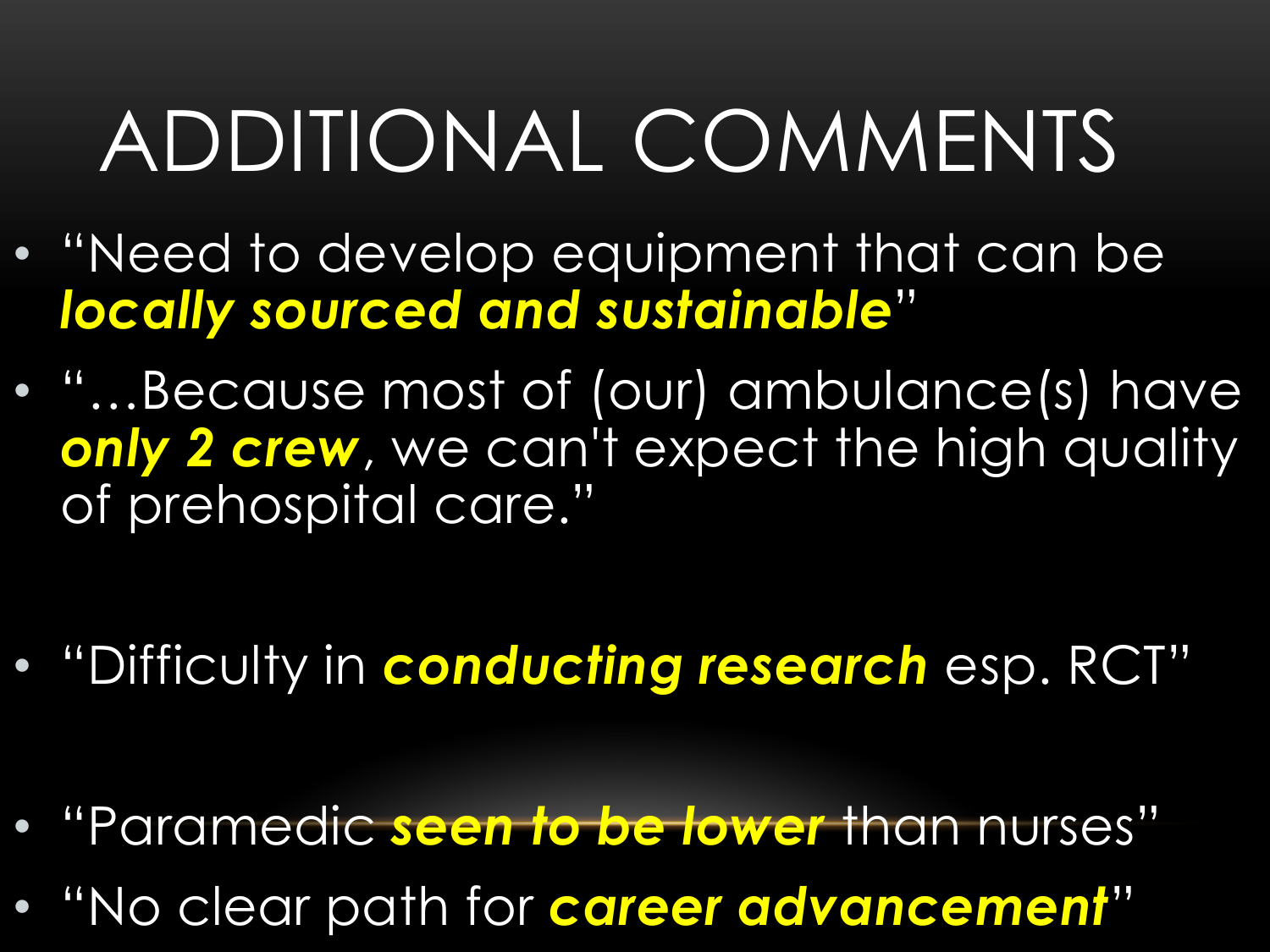# ADDITIONAL COMMENTS

- "Need to develop equipment that can be ***locally sourced and sustainable***"
- "…Because most of (our) ambulance(s) have ***only 2 crew***, we can't expect the high quality of prehospital care."
- "Difficulty in ***conducting research*** esp. RCT"
- "Paramedic ***seen to be lower*** than nurses"
- "No clear path for ***career advancement***"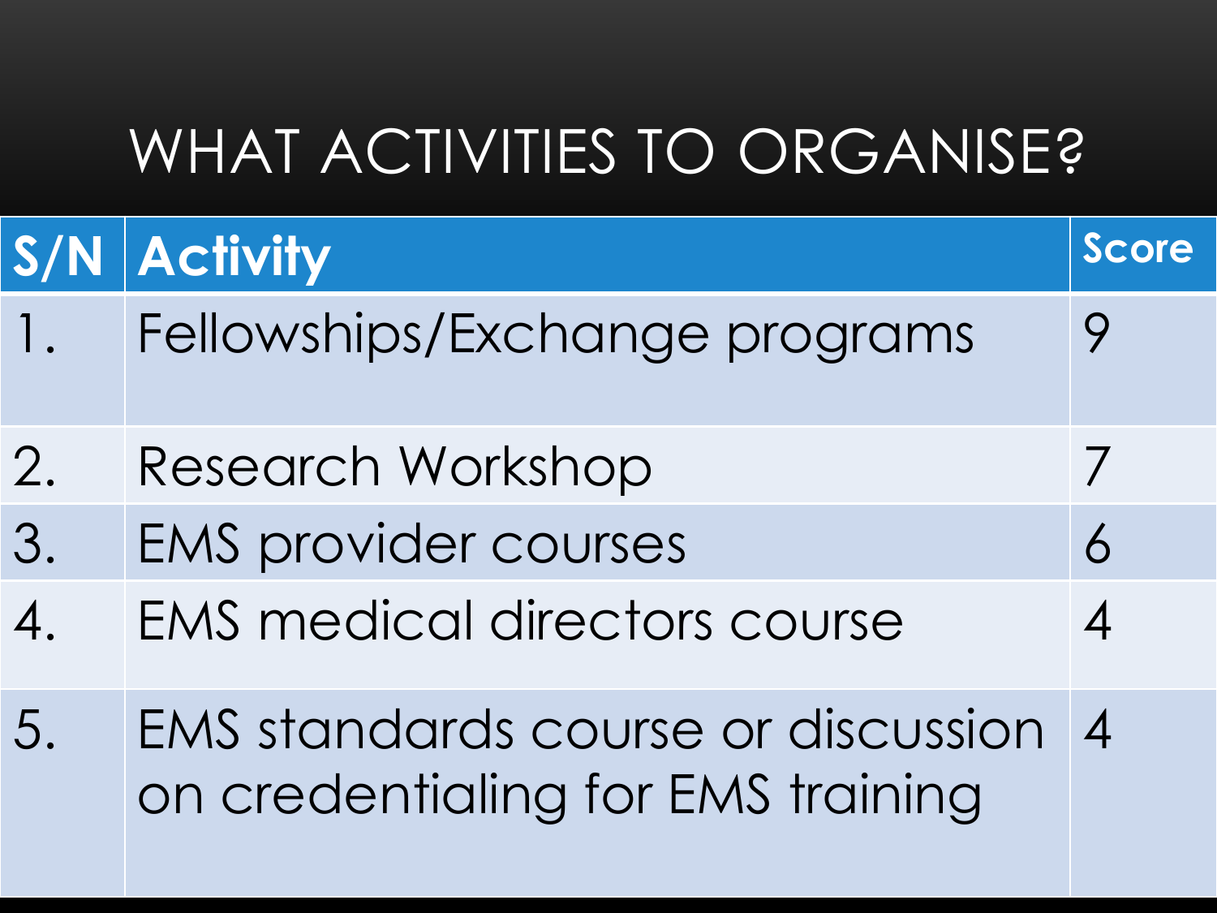# WHAT ACTIVITIES TO ORGANISE?

| S/N | Activity | Score |
|---|---|---|
| 1. | Fellowships/Exchange programs | 9 |
| 2. | Research Workshop | 7 |
| 3. | EMS provider courses | 6 |
| 4. | EMS medical directors course | 4 |
| 5. | EMS standards course or discussion on credentialing for EMS training | 4 |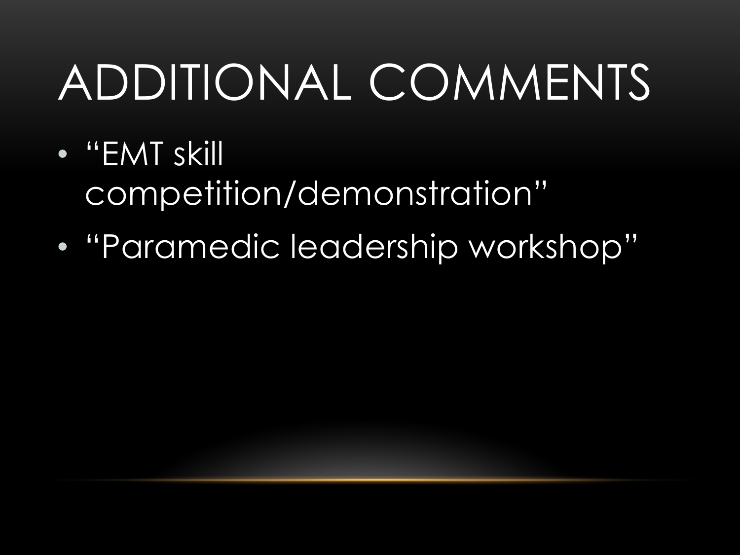# ADDITIONAL COMMENTS

- "EMT skill competition/demonstration"
- "Paramedic leadership workshop"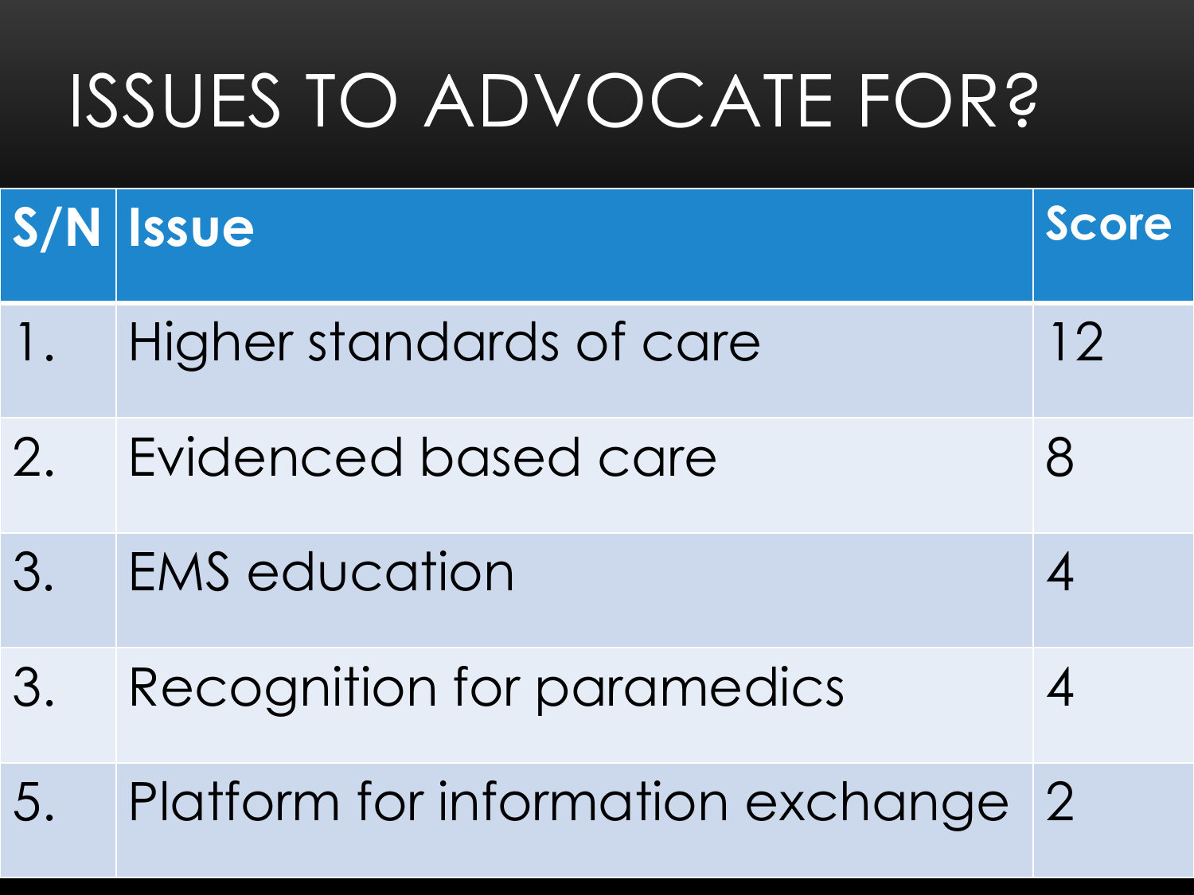# ISSUES TO ADVOCATE FOR?

| S/N | Issue | Score |
|---|---|---|
| 1. | Higher standards of care | 12 |
| 2. | Evidenced based care | 8 |
| 3. | EMS education | 4 |
| 3. | Recognition for paramedics | 4 |
| 5. | Platform for information exchange | 2 |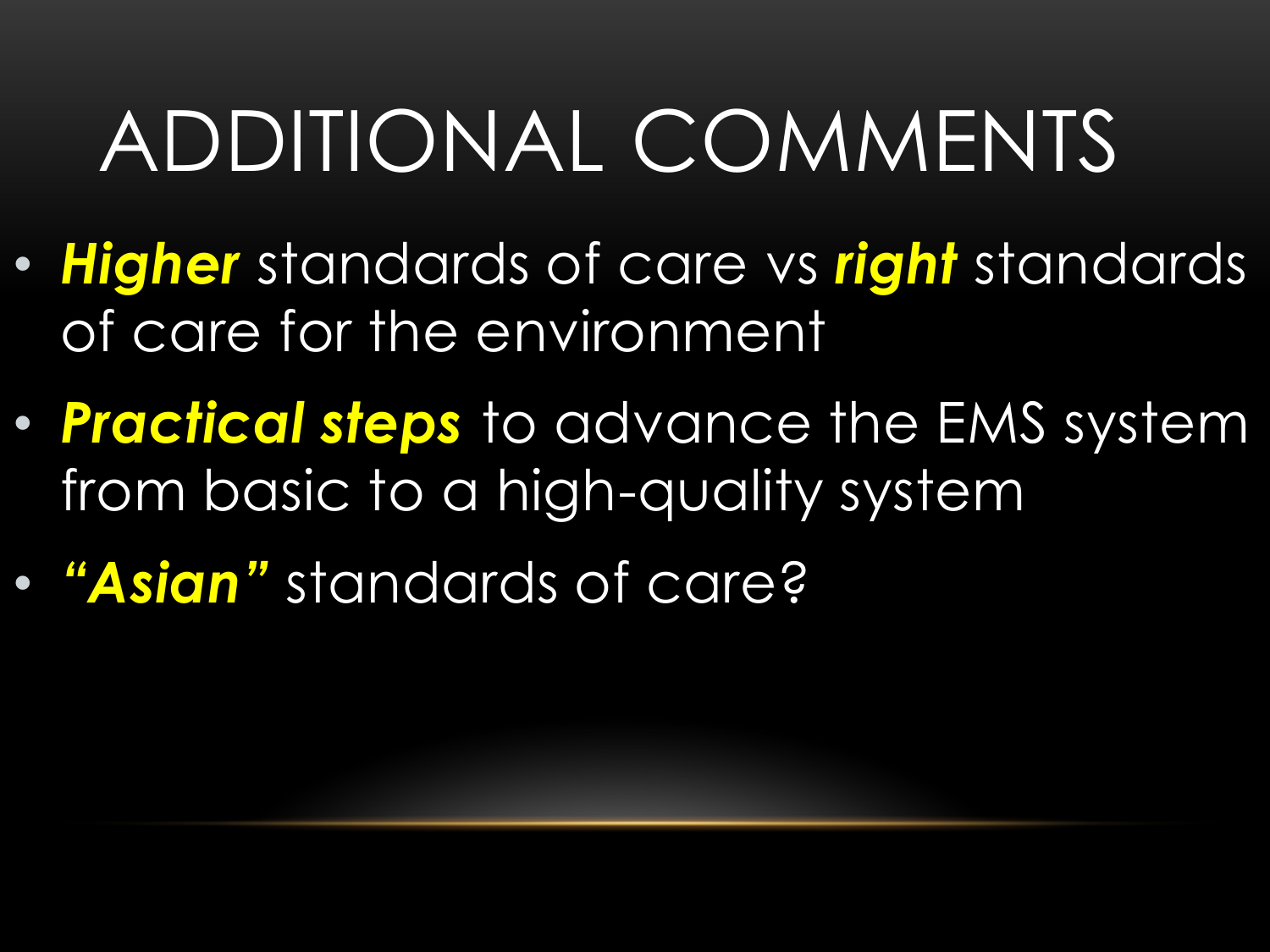# ADDITIONAL COMMENTS

- ***Higher*** standards of care vs ***right*** standards of care for the environment
- ***Practical steps*** to advance the EMS system from basic to a high-quality system
- ***"Asian"*** standards of care?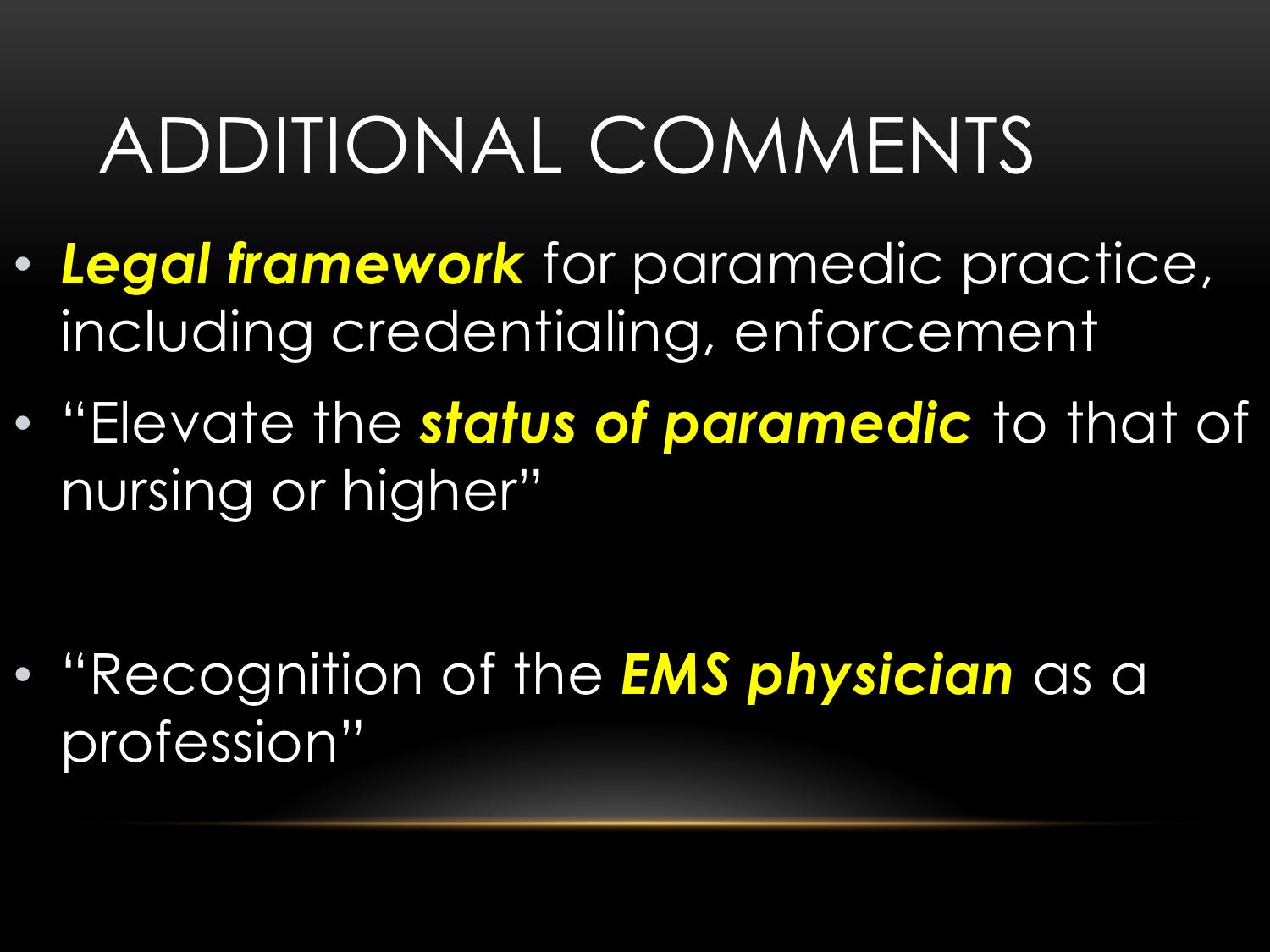# ADDITIONAL COMMENTS

- ***Legal framework*** for paramedic practice, including credentialing, enforcement
- "Elevate the ***status of paramedic*** to that of nursing or higher"
- "Recognition of the ***EMS physician*** as a profession"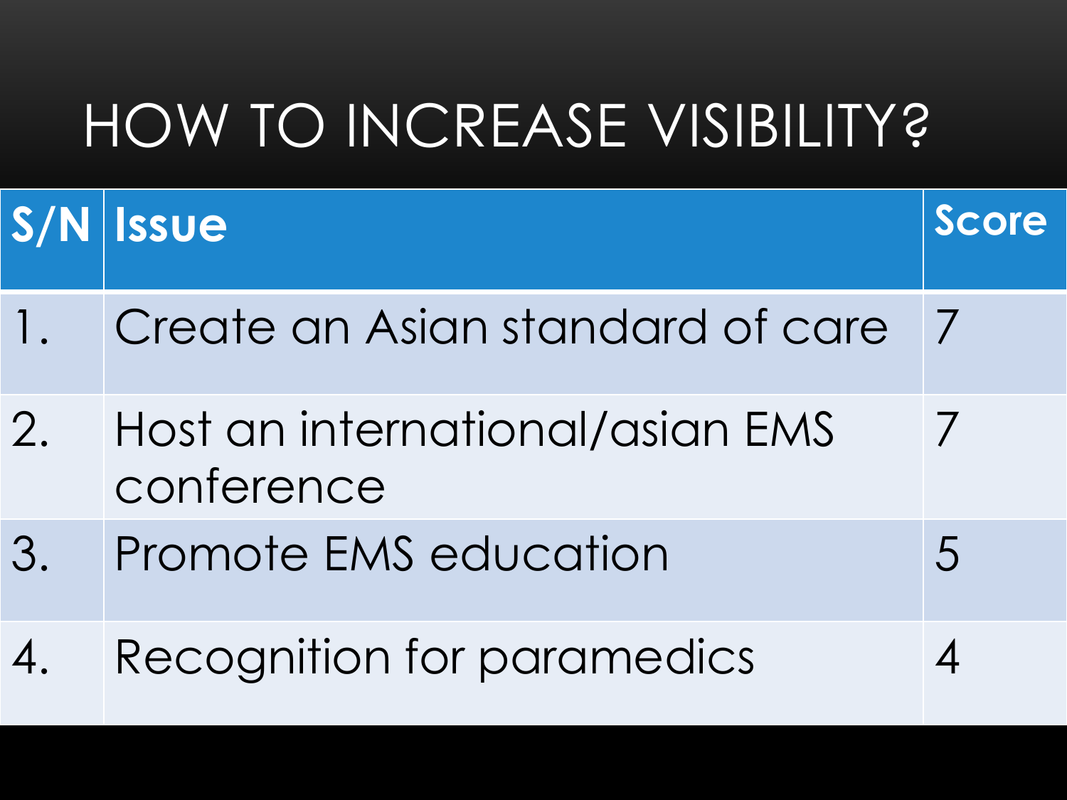# HOW TO INCREASE VISIBILITY?

| S/N | Issue | Score |
|---|---|---|
| 1. | Create an Asian standard of care | 7 |
| 2. | Host an international/asian EMS conference | 7 |
| 3. | Promote EMS education | 5 |
| 4. | Recognition for paramedics | 4 |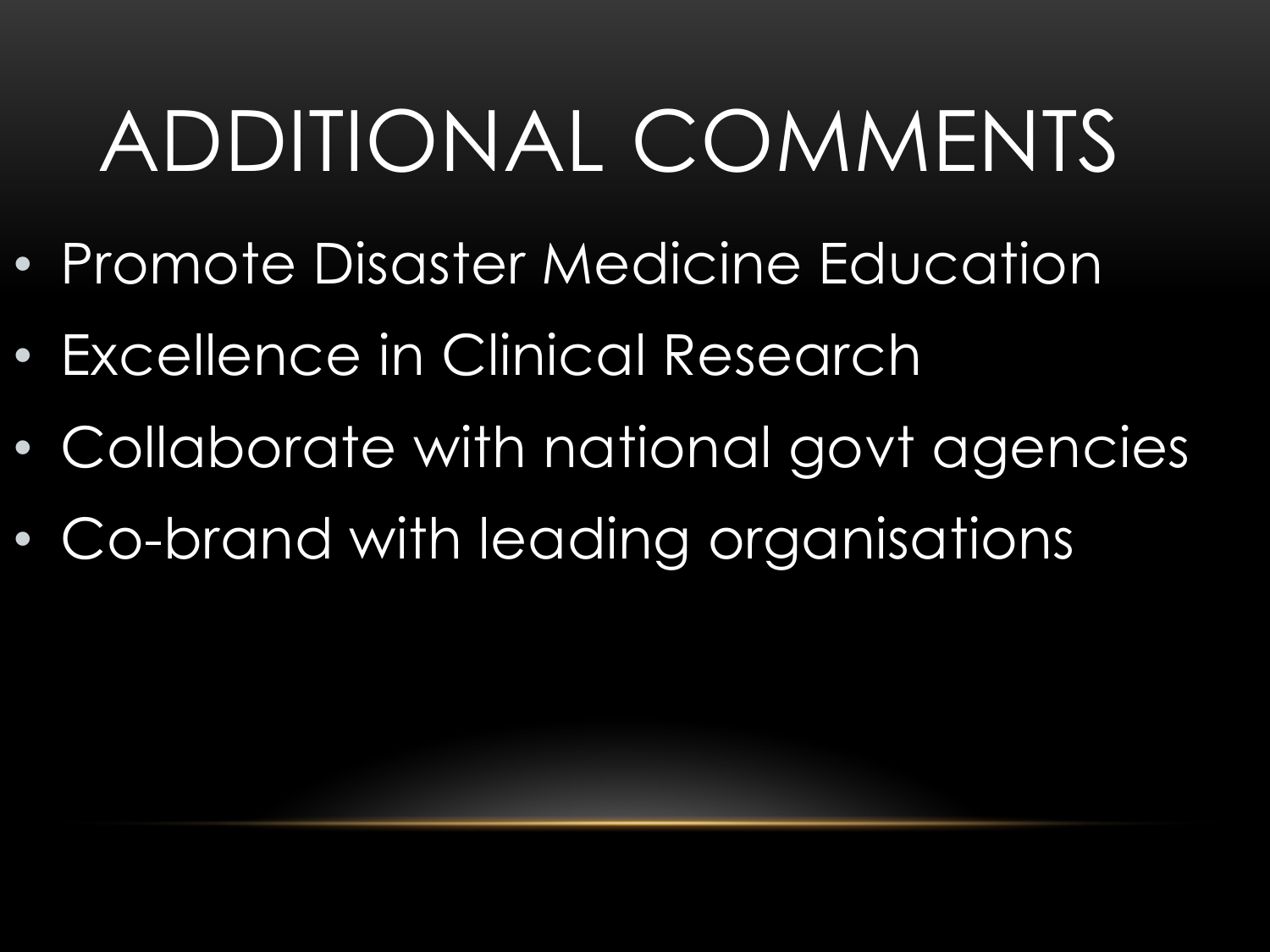# ADDITIONAL COMMENTS

- Promote Disaster Medicine Education
- Excellence in Clinical Research
- Collaborate with national govt agencies
- Co-brand with leading organisations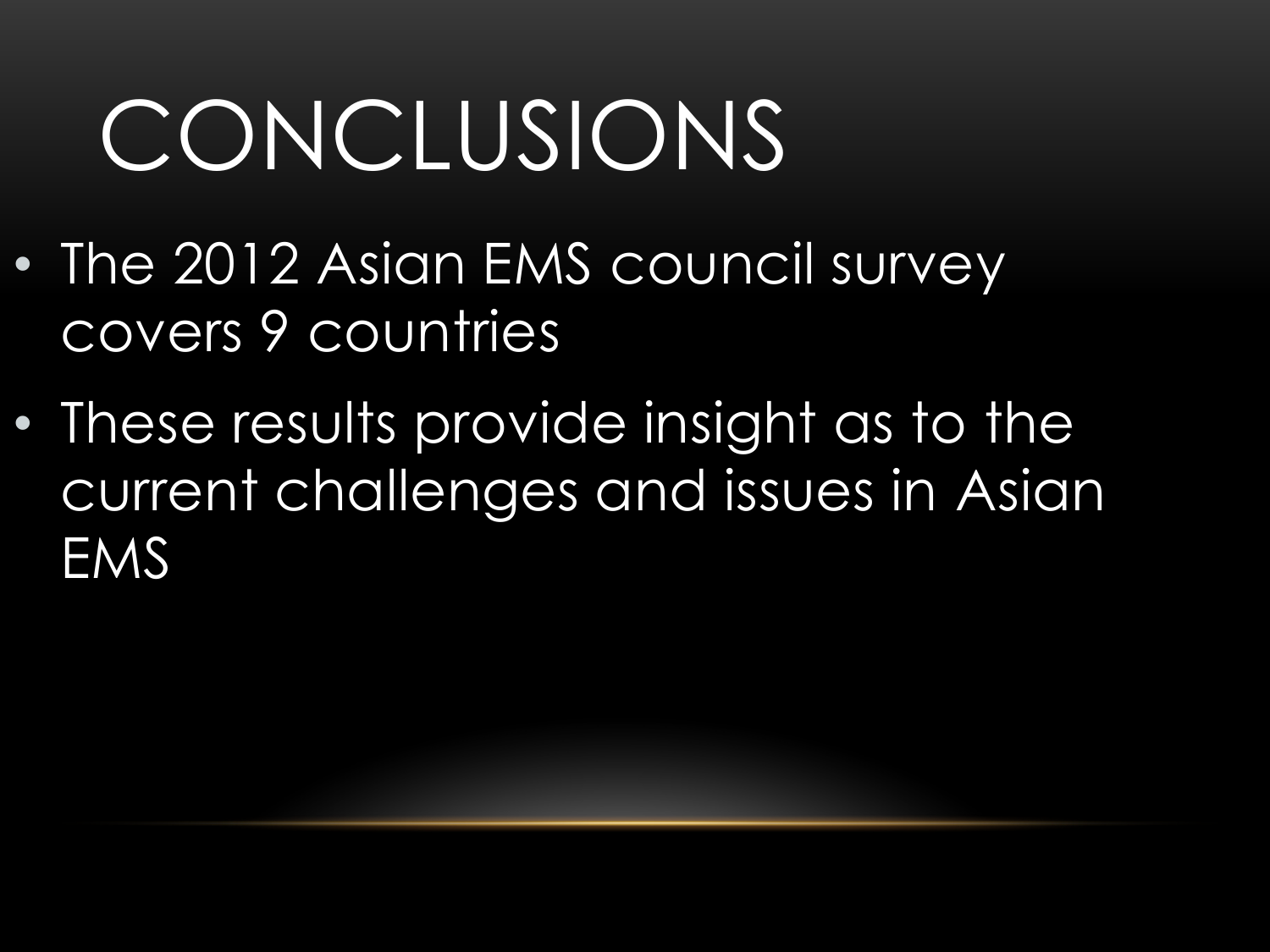# CONCLUSIONS

- The 2012 Asian EMS council survey covers 9 countries
- These results provide insight as to the current challenges and issues in Asian EMS